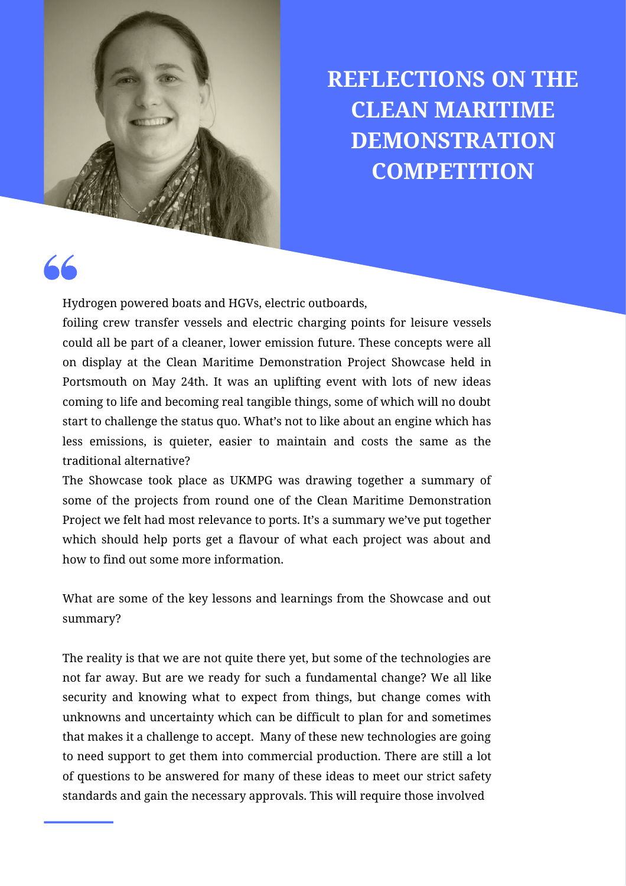# REFLECTIONS ON THE CLEAN MARITIME DEMONSTRATION COMPETITION

Hydrogen powered boats and HGVs, electric outboards, foiling crew transfer vessels and electric charging points for leisure vessels could all be part of a cleaner, lower emission future. These concepts were all on display at the Clean Maritime Demonstration Project Showcase held in Portsmouth on May 24th. It was an uplifting event with lots of new ideas coming to life and becoming real tangible things, some of which will no doubt start to challenge the status quo. What's not to like about an engine which has less emissions, is quieter, easier to maintain and costs the same as the traditional alternative?

The Showcase took place as UKMPG was drawing together a summary of some of the projects from round one of the Clean Maritime Demonstration Project we felt had most relevance to ports. It's a summary we've put together which should help ports get a flavour of what each project was about and how to find out some more information.

What are some of the key lessons and learnings from the Showcase and out summary?

The reality is that we are not quite there yet, but some of the technologies are not far away. But are we ready for such a fundamental change? We all like security and knowing what to expect from things, but change comes with unknowns and uncertainty which can be difficult to plan for and sometimes that makes it a challenge to accept. Many of these new technologies are going to need support to get them into commercial production. There are still a lot of questions to be answered for many of these ideas to meet our strict safety standards and gain the necessary approvals. This will require those involved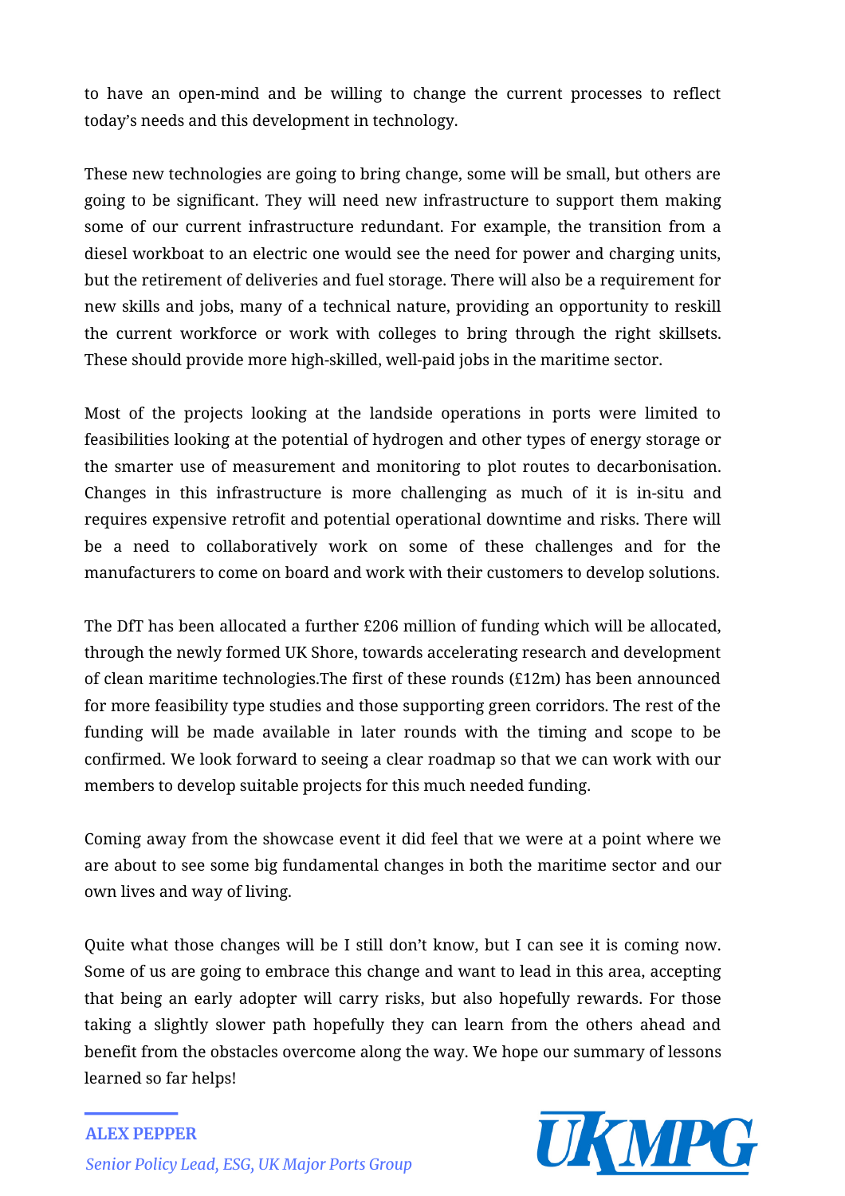to have an open-mind and be willing to change the current processes to reflect today's needs and this development in technology.

These new technologies are going to bring change, some will be small, but others are going to be significant. They will need new infrastructure to support them making some of our current infrastructure redundant. For example, the transition from a diesel workboat to an electric one would see the need for power and charging units, but the retirement of deliveries and fuel storage. There will also be a requirement for new skills and jobs, many of a technical nature, providing an opportunity to reskill the current workforce or work with colleges to bring through the right skillsets. These should provide more high-skilled, well-paid jobs in the maritime sector.

Most of the projects looking at the landside operations in ports were limited to feasibilities looking at the potential of hydrogen and other types of energy storage or the smarter use of measurement and monitoring to plot routes to decarbonisation. Changes in this infrastructure is more challenging as much of it is in-situ and requires expensive retrofit and potential operational downtime and risks. There will be a need to collaboratively work on some of these challenges and for the manufacturers to come on board and work with their customers to develop solutions.

The DfT has been allocated a further £206 million of funding which will be allocated, through the newly formed UK Shore, towards accelerating research and development of clean maritime technologies.The first of these rounds (£12m) has been announced for more feasibility type studies and those supporting green corridors. The rest of the funding will be made available in later rounds with the timing and scope to be confirmed. We look forward to seeing a clear roadmap so that we can work with our members to develop suitable projects for this much needed funding.

Coming away from the showcase event it did feel that we were at a point where we are about to see some big fundamental changes in both the maritime sector and our own lives and way of living.

Quite what those changes will be I still don't know, but I can see it is coming now. Some of us are going to embrace this change and want to lead in this area, accepting that being an early adopter will carry risks, but also hopefully rewards. For those taking a slightly slower path hopefully they can learn from the others ahead and benefit from the obstacles overcome along the way. We hope our summary of lessons learned so far helps!

**ALEX PEPPER**

*Senior Policy Lead, ESG, UK Major Ports Group*

UKMPG